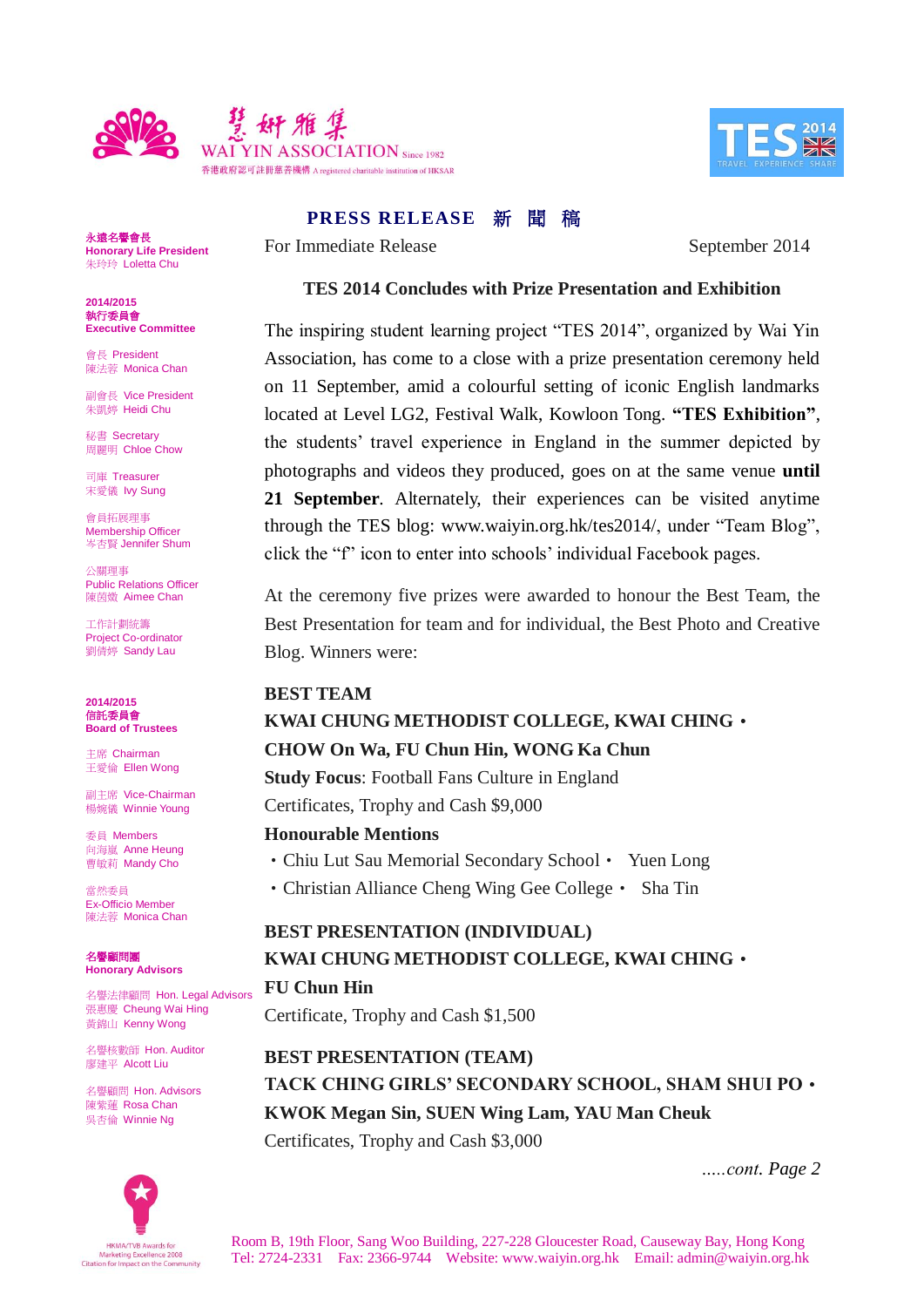慧妍雅集
WAI YIN ASSOCIATION Since 1982
香港政府認可註冊慈善機構 A registered charitable institution of HKSAR

TES 2014 TRAVEL EXPERIENCE SHARE

永遠名譽會長
Honorary Life President
朱玲玲 Loletta Chu

2014/2015
執行委員會
Executive Committee

會長 President
陳法蓉 Monica Chan

副會長 Vice President
朱凱婷 Heidi Chu

秘書 Secretary
周麗明 Chloe Chow

司庫 Treasurer
宋愛儀 Ivy Sung

會員拓展理事
Membership Officer
岑杏賢 Jennifer Shum

公關理事
Public Relations Officer
陳茵薇 Aimee Chan

工作計劃統籌
Project Co-ordinator
劉倩婷 Sandy Lau

2014/2015
信託委員會
Board of Trustees

主席 Chairman
王愛倫 Ellen Wong

副主席 Vice-Chairman
楊婉儀 Winnie Young

委員 Members
向海嵐 Anne Heung
曹敏莉 Mandy Cho

當然委員
Ex-Officio Member
陳法蓉 Monica Chan

名譽顧問團
Honorary Advisors

名譽法律顧問 Hon. Legal Advisors
張惠慶 Cheung Wai Hing
黃錦山 Kenny Wong

名譽核數師 Hon. Auditor
廖建平 Alcott Liu

名譽顧問 Hon. Advisors
陳紫蓮 Rosa Chan
吳杏倫 Winnie Ng

HKMA/TVB Awards for Marketing Excellence 2008 Citation for Impact on the Community

# PRESS RELEASE 新 聞 稿

For Immediate Release — September 2014

## TES 2014 Concludes with Prize Presentation and Exhibition

The inspiring student learning project "TES 2014", organized by Wai Yin Association, has come to a close with a prize presentation ceremony held on 11 September, amid a colourful setting of iconic English landmarks located at Level LG2, Festival Walk, Kowloon Tong. **"TES Exhibition"**, the students' travel experience in England in the summer depicted by photographs and videos they produced, goes on at the same venue **until 21 September**. Alternately, their experiences can be visited anytime through the TES blog: www.waiyin.org.hk/tes2014/, under "Team Blog", click the "f" icon to enter into schools' individual Facebook pages.

At the ceremony five prizes were awarded to honour the Best Team, the Best Presentation for team and for individual, the Best Photo and Creative Blog. Winners were:

**BEST TEAM**
**KWAI CHUNG METHODIST COLLEGE, KWAI CHING・**
**CHOW On Wa, FU Chun Hin, WONG Ka Chun**
**Study Focus**: Football Fans Culture in England
Certificates, Trophy and Cash $9,000

**Honourable Mentions**
- Chiu Lut Sau Memorial Secondary School・ Yuen Long
- Christian Alliance Cheng Wing Gee College・ Sha Tin

**BEST PRESENTATION (INDIVIDUAL)**
**KWAI CHUNG METHODIST COLLEGE, KWAI CHING・**
**FU Chun Hin**
Certificate, Trophy and Cash $1,500

**BEST PRESENTATION (TEAM)**
**TACK CHING GIRLS' SECONDARY SCHOOL, SHAM SHUI PO・**
**KWOK Megan Sin, SUEN Wing Lam, YAU Man Cheuk**
Certificates, Trophy and Cash $3,000

*.....cont. Page 2*

Room B, 19th Floor, Sang Woo Building, 227-228 Gloucester Road, Causeway Bay, Hong Kong
Tel: 2724-2331 Fax: 2366-9744 Website: www.waiyin.org.hk Email: admin@waiyin.org.hk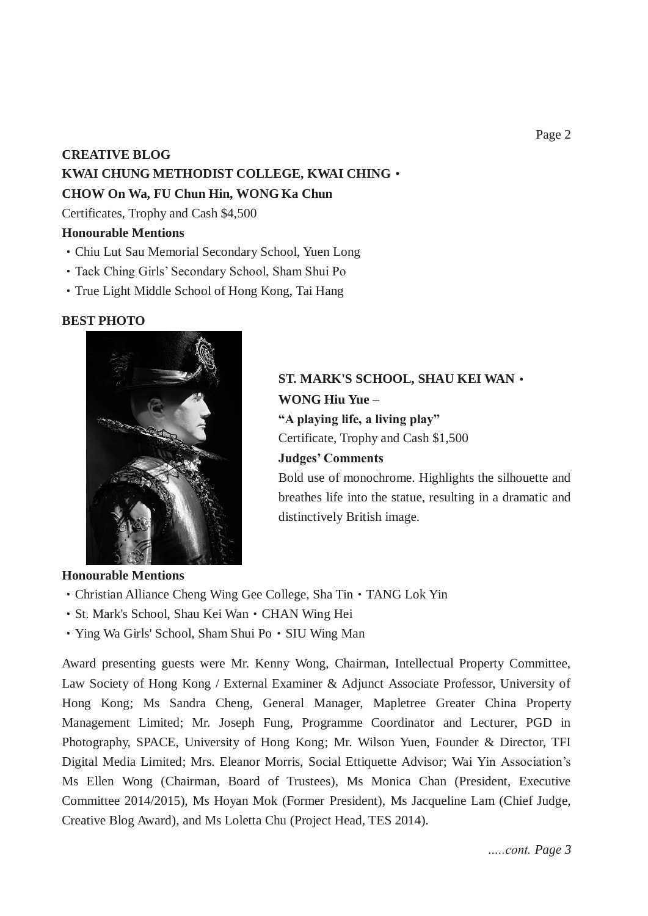**CREATIVE BLOG**

**KWAI CHUNG METHODIST COLLEGE, KWAI CHING・**

**CHOW On Wa, FU Chun Hin, WONG Ka Chun**

Certificates, Trophy and Cash $4,500

**Honourable Mentions**

- Chiu Lut Sau Memorial Secondary School, Yuen Long
- Tack Ching Girls' Secondary School, Sham Shui Po
- True Light Middle School of Hong Kong, Tai Hang

**BEST PHOTO**

**ST. MARK'S SCHOOL, SHAU KEI WAN・**

**WONG Hiu Yue –**

**"A playing life, a living play"**

Certificate, Trophy and Cash $1,500

**Judges' Comments**

Bold use of monochrome. Highlights the silhouette and breathes life into the statue, resulting in a dramatic and distinctively British image.

**Honourable Mentions**

- Christian Alliance Cheng Wing Gee College, Sha Tin・TANG Lok Yin
- St. Mark's School, Shau Kei Wan・CHAN Wing Hei
- Ying Wa Girls' School, Sham Shui Po・SIU Wing Man

Award presenting guests were Mr. Kenny Wong, Chairman, Intellectual Property Committee, Law Society of Hong Kong / External Examiner & Adjunct Associate Professor, University of Hong Kong; Ms Sandra Cheng, General Manager, Mapletree Greater China Property Management Limited; Mr. Joseph Fung, Programme Coordinator and Lecturer, PGD in Photography, SPACE, University of Hong Kong; Mr. Wilson Yuen, Founder & Director, TFI Digital Media Limited; Mrs. Eleanor Morris, Social Ettiquette Advisor; Wai Yin Association's Ms Ellen Wong (Chairman, Board of Trustees), Ms Monica Chan (President, Executive Committee 2014/2015), Ms Hoyan Mok (Former President), Ms Jacqueline Lam (Chief Judge, Creative Blog Award), and Ms Loletta Chu (Project Head, TES 2014).

*.....cont. Page 3*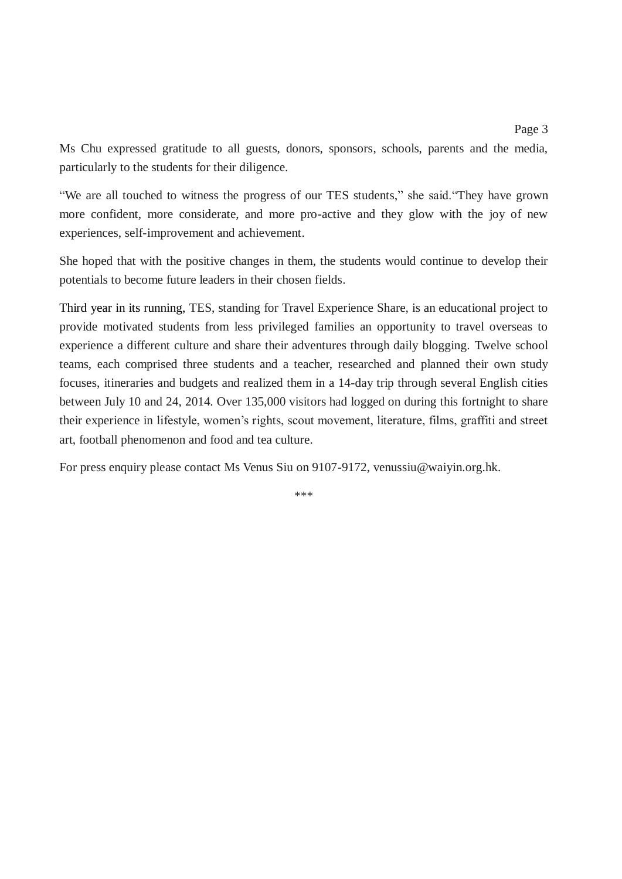Ms Chu expressed gratitude to all guests, donors, sponsors, schools, parents and the media, particularly to the students for their diligence.

"We are all touched to witness the progress of our TES students," she said."They have grown more confident, more considerate, and more pro-active and they glow with the joy of new experiences, self-improvement and achievement.

She hoped that with the positive changes in them, the students would continue to develop their potentials to become future leaders in their chosen fields.

Third year in its running, TES, standing for Travel Experience Share, is an educational project to provide motivated students from less privileged families an opportunity to travel overseas to experience a different culture and share their adventures through daily blogging. Twelve school teams, each comprised three students and a teacher, researched and planned their own study focuses, itineraries and budgets and realized them in a 14-day trip through several English cities between July 10 and 24, 2014. Over 135,000 visitors had logged on during this fortnight to share their experience in lifestyle, women's rights, scout movement, literature, films, graffiti and street art, football phenomenon and food and tea culture.

For press enquiry please contact Ms Venus Siu on 9107-9172, venussiu@waiyin.org.hk.

***